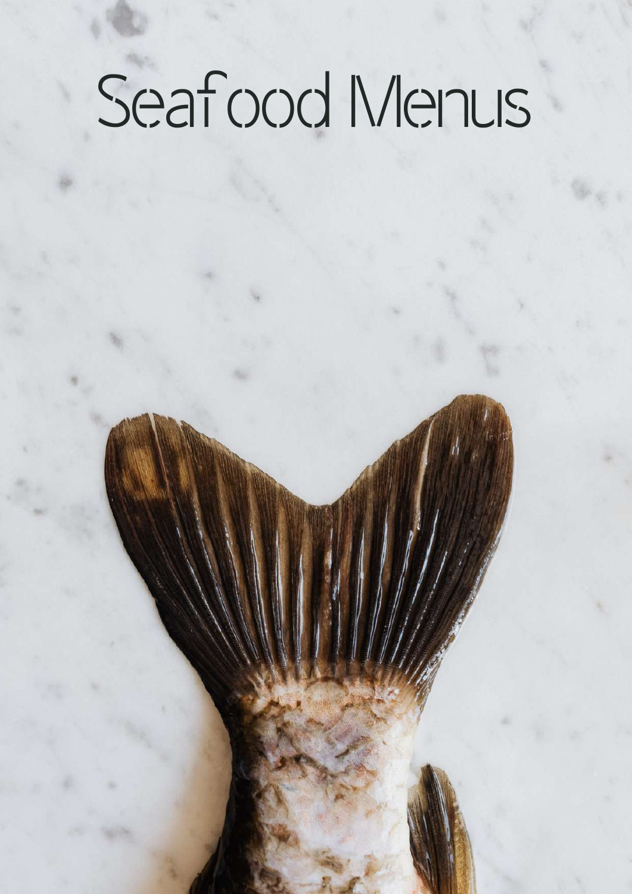# Seafood Menus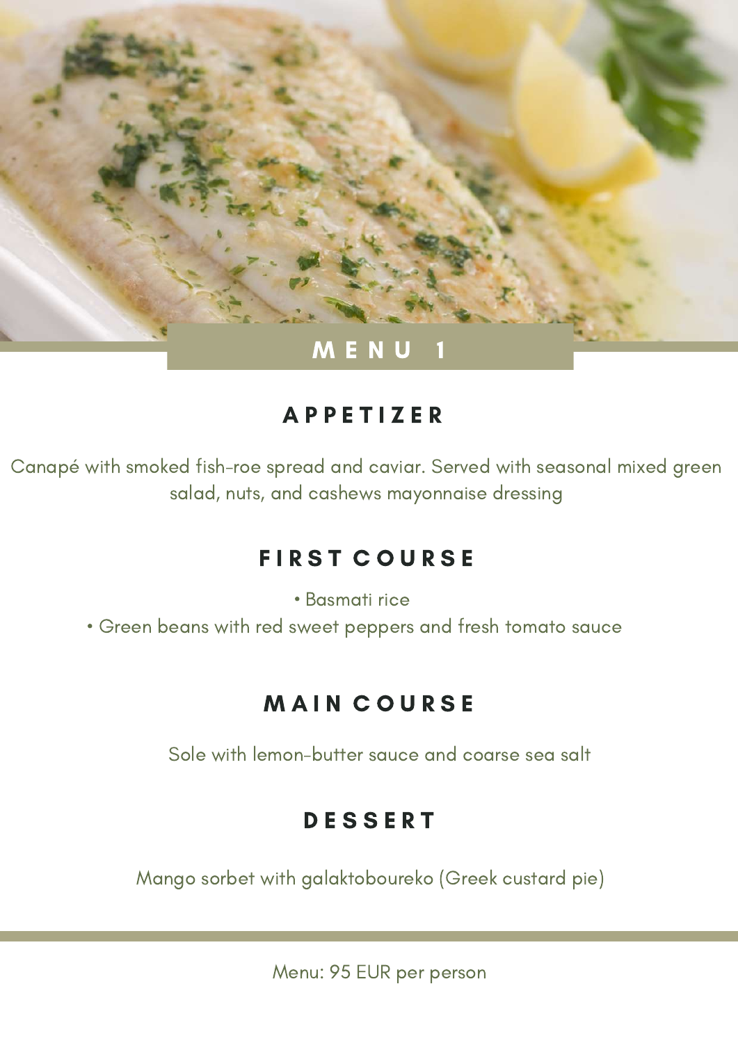# MENU 1

## APPETIZER

Canapé with smoked fish-roe spread and caviar. Served with seasonal mixed green salad, nuts, and cashews mayonnaise dressing

## FIRST COURSE

- Basmati rice
- Green beans with red sweet peppers and fresh tomato sauce

## MAIN COURSE

Sole with lemon-butter sauce and coarse sea salt

## DESSERT

Mango sorbet with galaktoboureko (Greek custard pie)

---

Menu: 95 EUR per person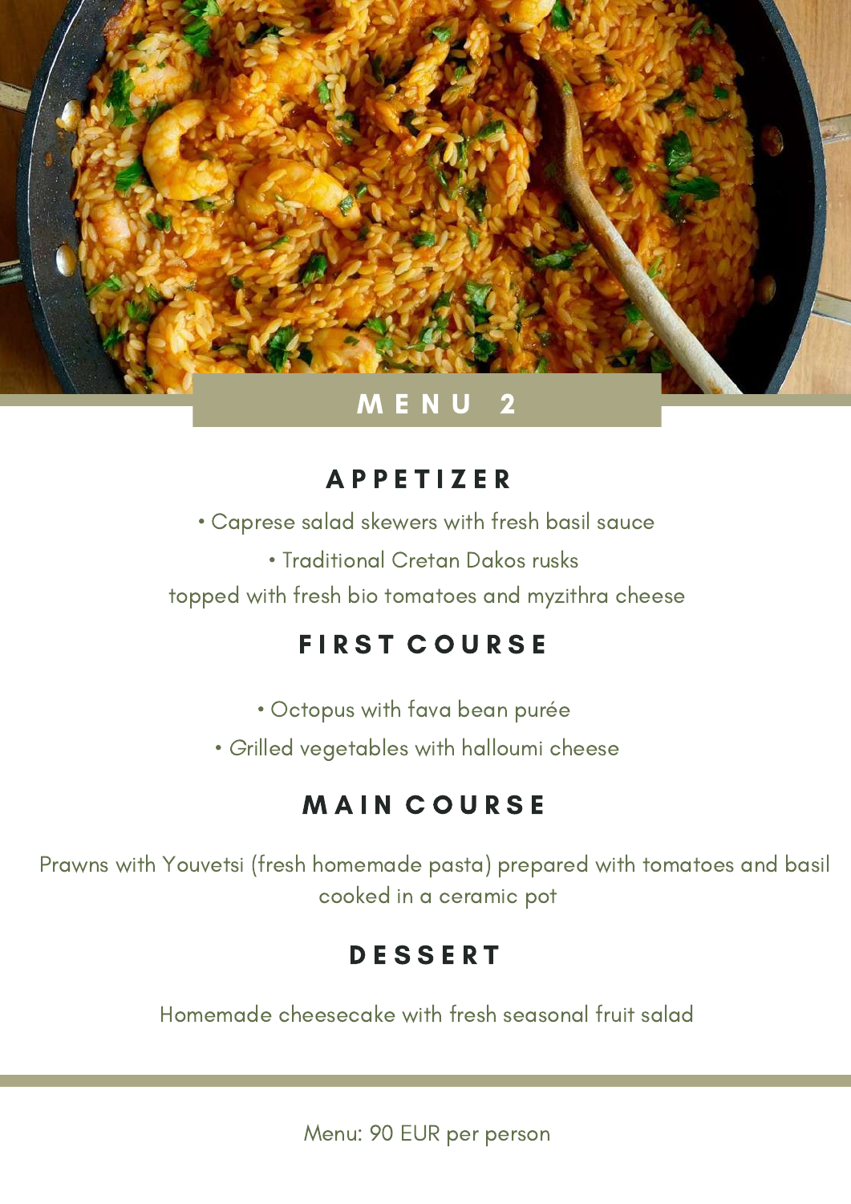# MENU 2

## APPETIZER

• Caprese salad skewers with fresh basil sauce

• Traditional Cretan Dakos rusks
topped with fresh bio tomatoes and myzithra cheese

## FIRST COURSE

• Octopus with fava bean purée

• Grilled vegetables with halloumi cheese

## MAIN COURSE

Prawns with Youvetsi (fresh homemade pasta) prepared with tomatoes and basil cooked in a ceramic pot

## DESSERT

Homemade cheesecake with fresh seasonal fruit salad

---

Menu: 90 EUR per person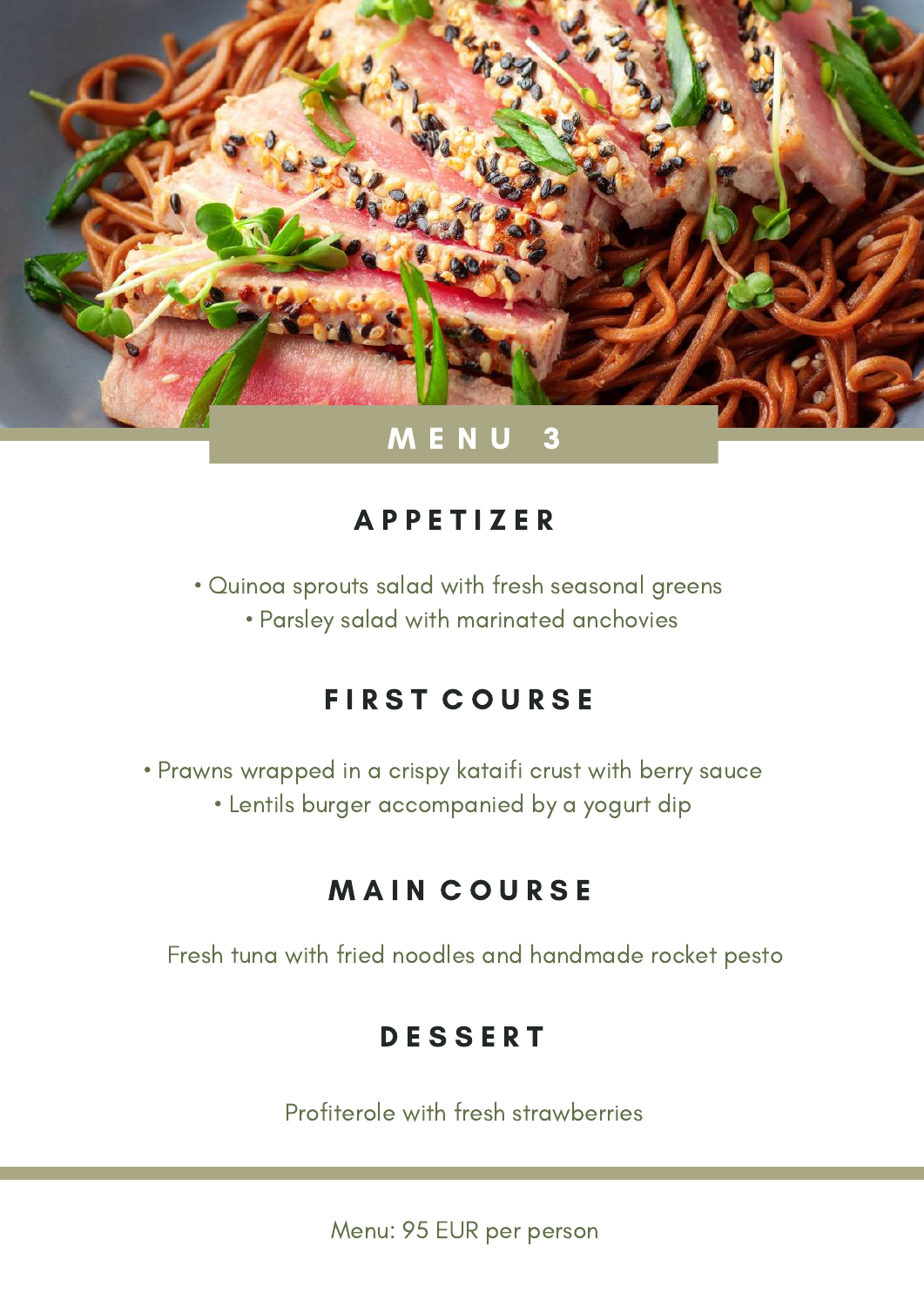# MENU 3

## APPETIZER

• Quinoa sprouts salad with fresh seasonal greens
• Parsley salad with marinated anchovies

## FIRST COURSE

• Prawns wrapped in a crispy kataifi crust with berry sauce
• Lentils burger accompanied by a yogurt dip

## MAIN COURSE

Fresh tuna with fried noodles and handmade rocket pesto

## DESSERT

Profiterole with fresh strawberries

Menu: 95 EUR per person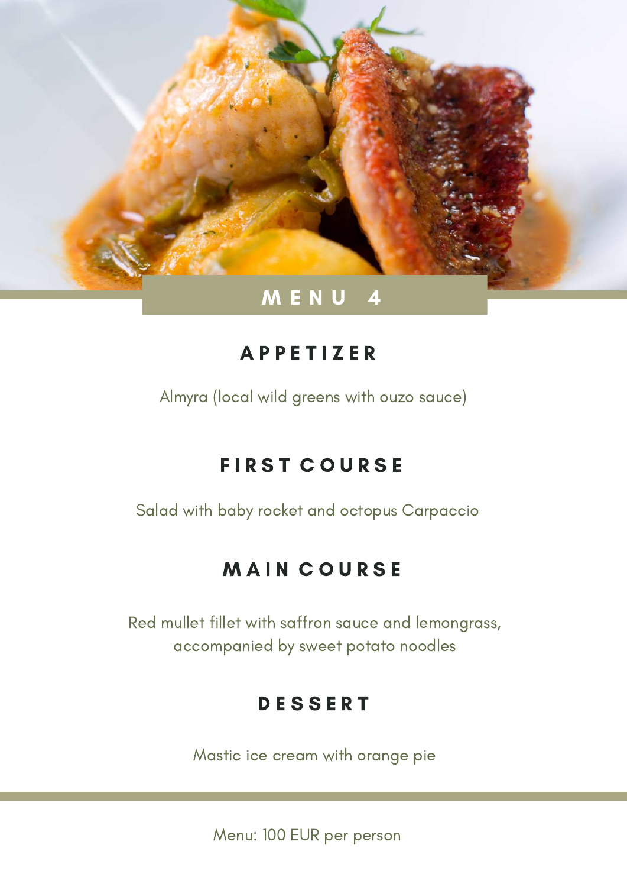# MENU 4

## APPETIZER

Almyra (local wild greens with ouzo sauce)

## FIRST COURSE

Salad with baby rocket and octopus Carpaccio

## MAIN COURSE

Red mullet fillet with saffron sauce and lemongrass, accompanied by sweet potato noodles

## DESSERT

Mastic ice cream with orange pie

Menu: 100 EUR per person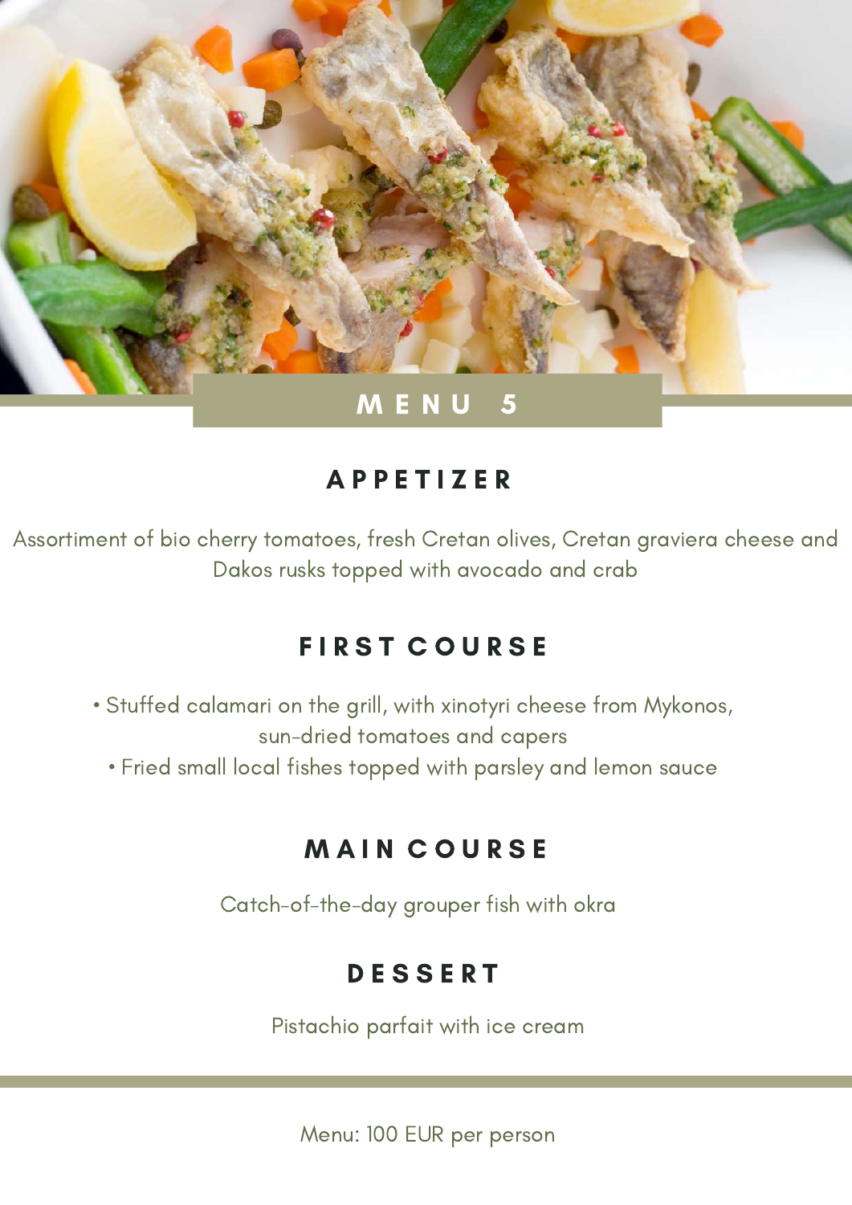# MENU 5

## APPETIZER

Assortiment of bio cherry tomatoes, fresh Cretan olives, Cretan graviera cheese and Dakos rusks topped with avocado and crab

## FIRST COURSE

- Stuffed calamari on the grill, with xinotyri cheese from Mykonos, sun-dried tomatoes and capers
- Fried small local fishes topped with parsley and lemon sauce

## MAIN COURSE

Catch-of-the-day grouper fish with okra

## DESSERT

Pistachio parfait with ice cream

Menu: 100 EUR per person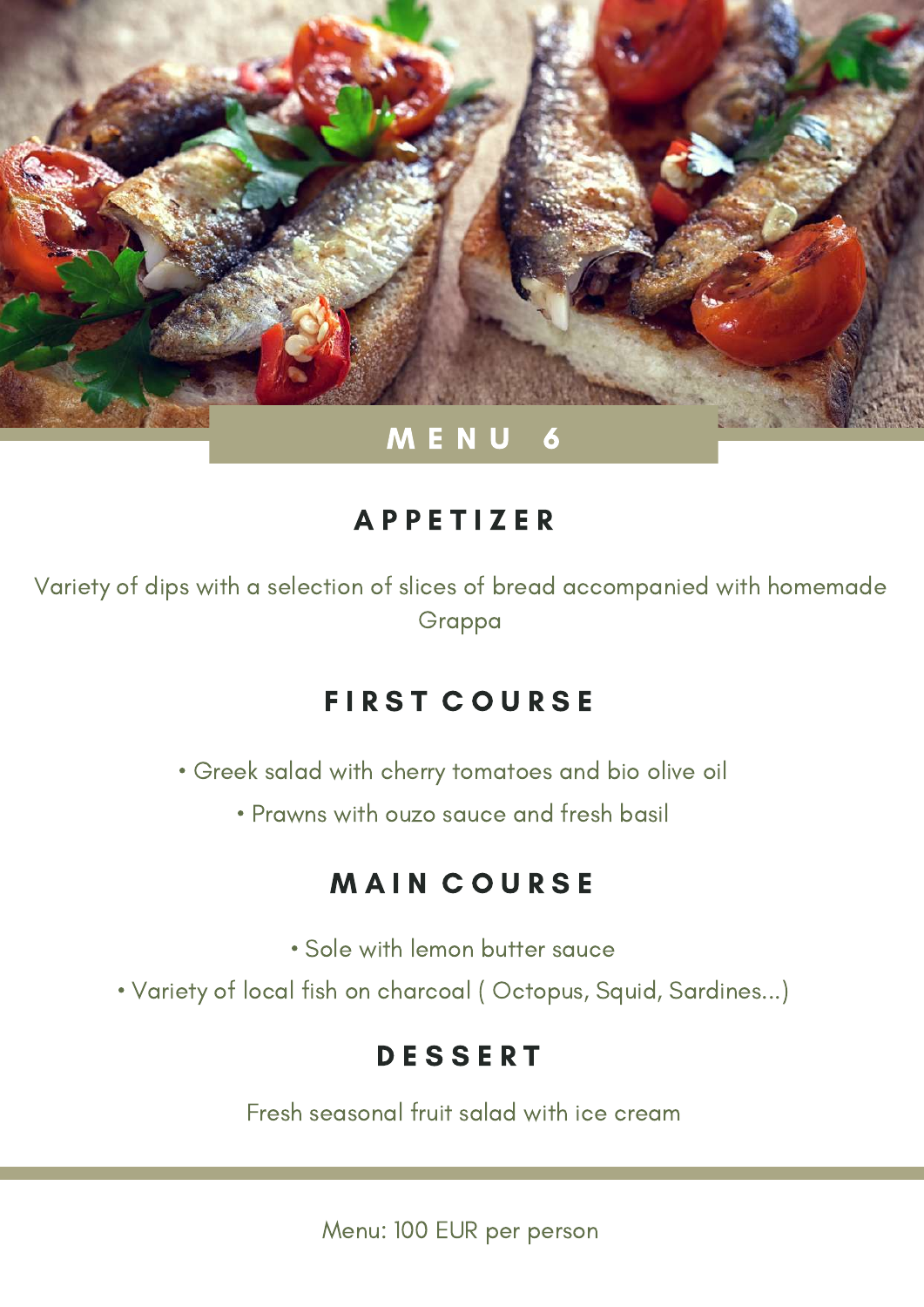# MENU 6

## APPETIZER

Variety of dips with a selection of slices of bread accompanied with homemade Grappa

## FIRST COURSE

- Greek salad with cherry tomatoes and bio olive oil
- Prawns with ouzo sauce and fresh basil

## MAIN COURSE

- Sole with lemon butter sauce
- Variety of local fish on charcoal ( Octopus, Squid, Sardines...)

## DESSERT

Fresh seasonal fruit salad with ice cream

Menu: 100 EUR per person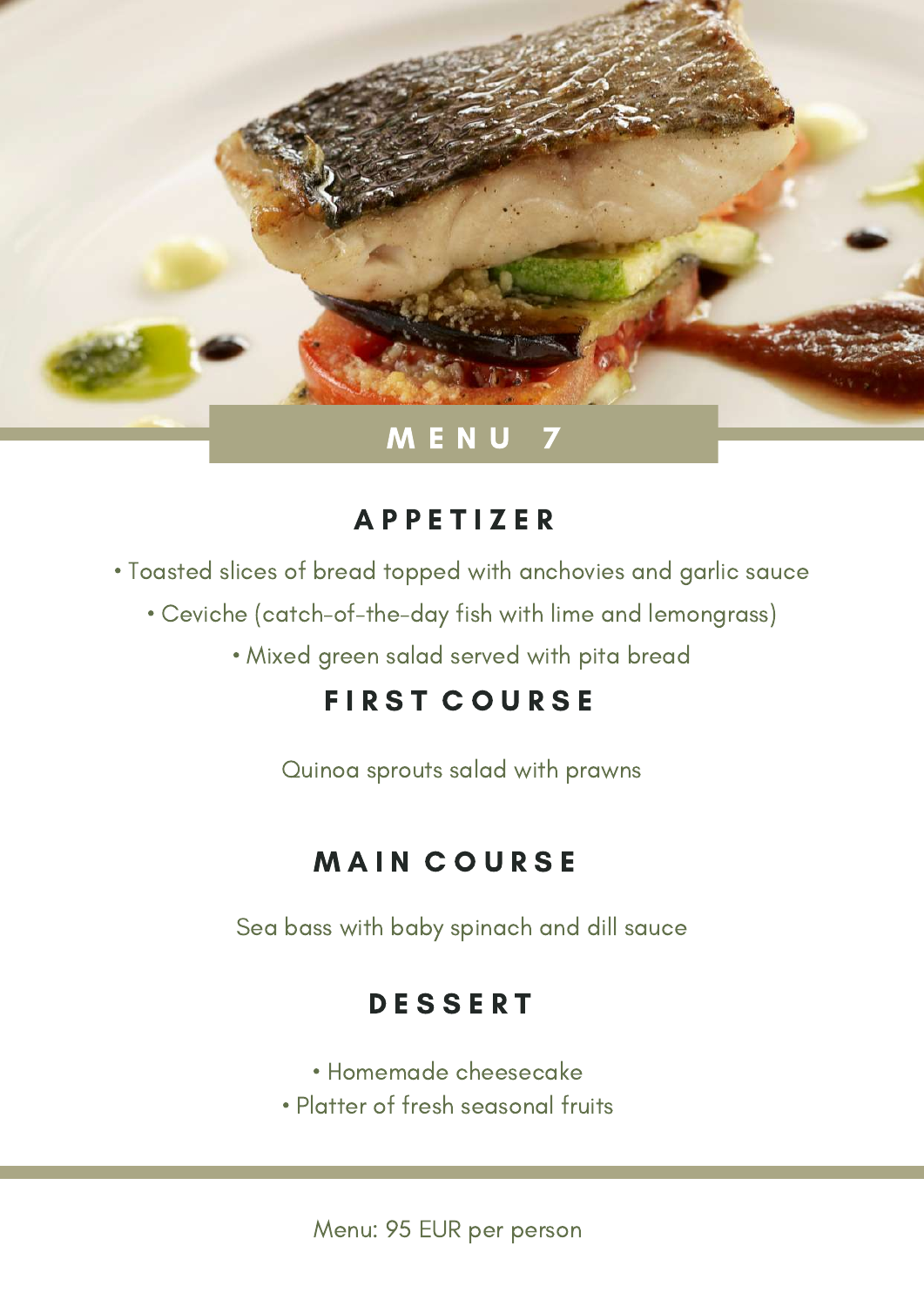# MENU 7

## APPETIZER

- Toasted slices of bread topped with anchovies and garlic sauce
- Ceviche (catch-of-the-day fish with lime and lemongrass)
- Mixed green salad served with pita bread

## FIRST COURSE

Quinoa sprouts salad with prawns

## MAIN COURSE

Sea bass with baby spinach and dill sauce

## DESSERT

- Homemade cheesecake
- Platter of fresh seasonal fruits

Menu: 95 EUR per person